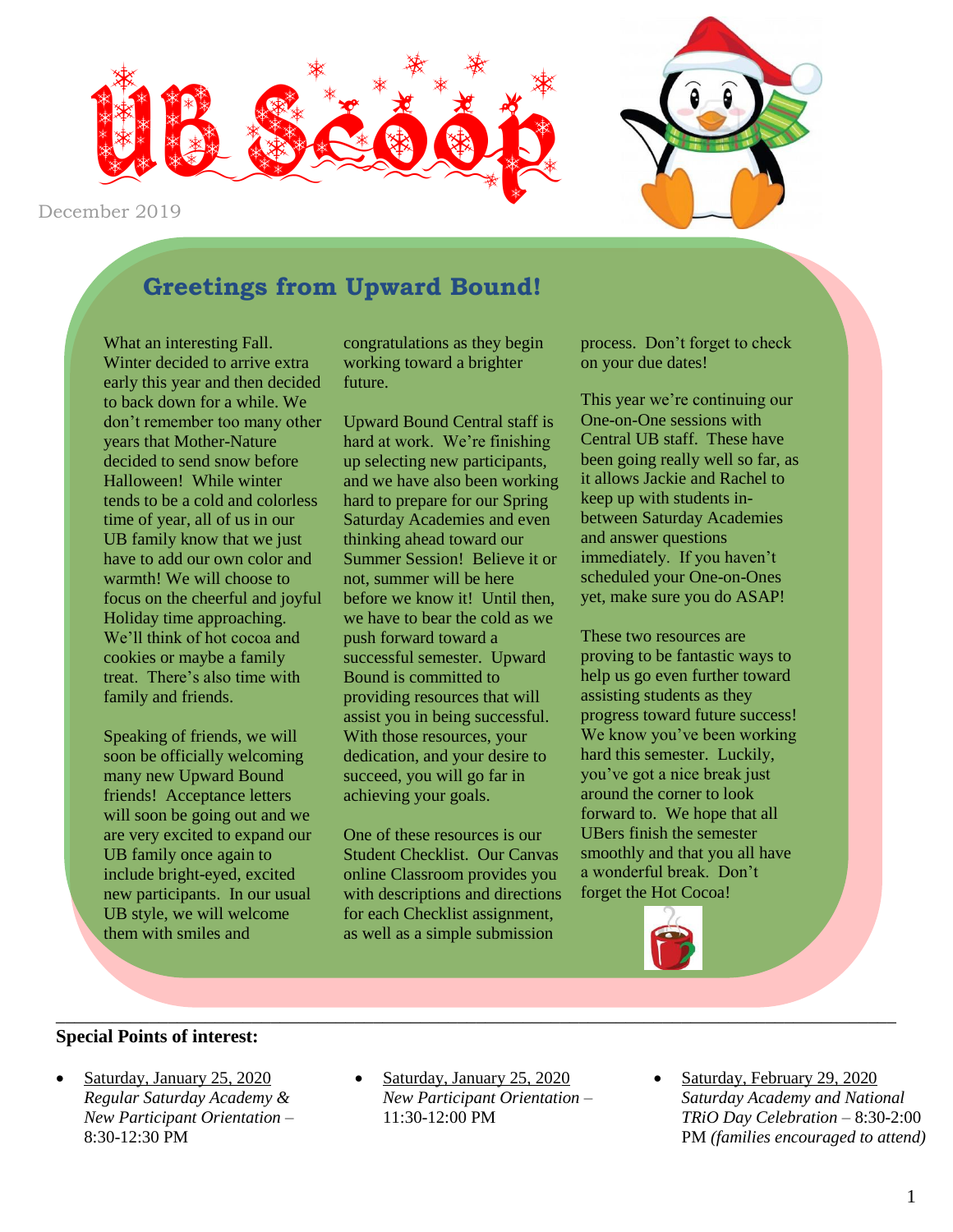# UB Scoop

December 2019

## Greetings from Upward Bound!

What an interesting Fall. Winter decided to arrive extra early this year and then decided to back down for a while. We don't remember too many other years that Mother-Nature decided to send snow before Halloween! While winter tends to be a cold and colorless time of year, all of us in our UB family know that we just have to add our own color and warmth! We will choose to focus on the cheerful and joyful Holiday time approaching. We'll think of hot cocoa and cookies or maybe a family treat. There's also time with family and friends.

Speaking of friends, we will soon be officially welcoming many new Upward Bound friends! Acceptance letters will soon be going out and we are very excited to expand our UB family once again to include bright-eyed, excited new participants. In our usual UB style, we will welcome them with smiles and congratulations as they begin working toward a brighter future.

Upward Bound Central staff is hard at work. We're finishing up selecting new participants, and we have also been working hard to prepare for our Spring Saturday Academies and even thinking ahead toward our Summer Session! Believe it or not, summer will be here before we know it! Until then, we have to bear the cold as we push forward toward a successful semester. Upward Bound is committed to providing resources that will assist you in being successful. With those resources, your dedication, and your desire to succeed, you will go far in achieving your goals.

One of these resources is our Student Checklist. Our Canvas online Classroom provides you with descriptions and directions for each Checklist assignment, as well as a simple submission process. Don't forget to check on your due dates!

This year we're continuing our One-on-One sessions with Central UB staff. These have been going really well so far, as it allows Jackie and Rachel to keep up with students in-between Saturday Academies and answer questions immediately. If you haven't scheduled your One-on-Ones yet, make sure you do ASAP!

These two resources are proving to be fantastic ways to help us go even further toward assisting students as they progress toward future success! We know you've been working hard this semester. Luckily, you've got a nice break just around the corner to look forward to. We hope that all UBers finish the semester smoothly and that you all have a wonderful break. Don't forget the Hot Cocoa!

---

**Special Points of interest:**

- Saturday, January 25, 2020
  *Regular Saturday Academy & New Participant Orientation* – 8:30-12:30 PM
- Saturday, January 25, 2020
  *New Participant Orientation* – 11:30-12:00 PM
- Saturday, February 29, 2020
  *Saturday Academy and National TRiO Day Celebration* – 8:30-2:00 PM *(families encouraged to attend)*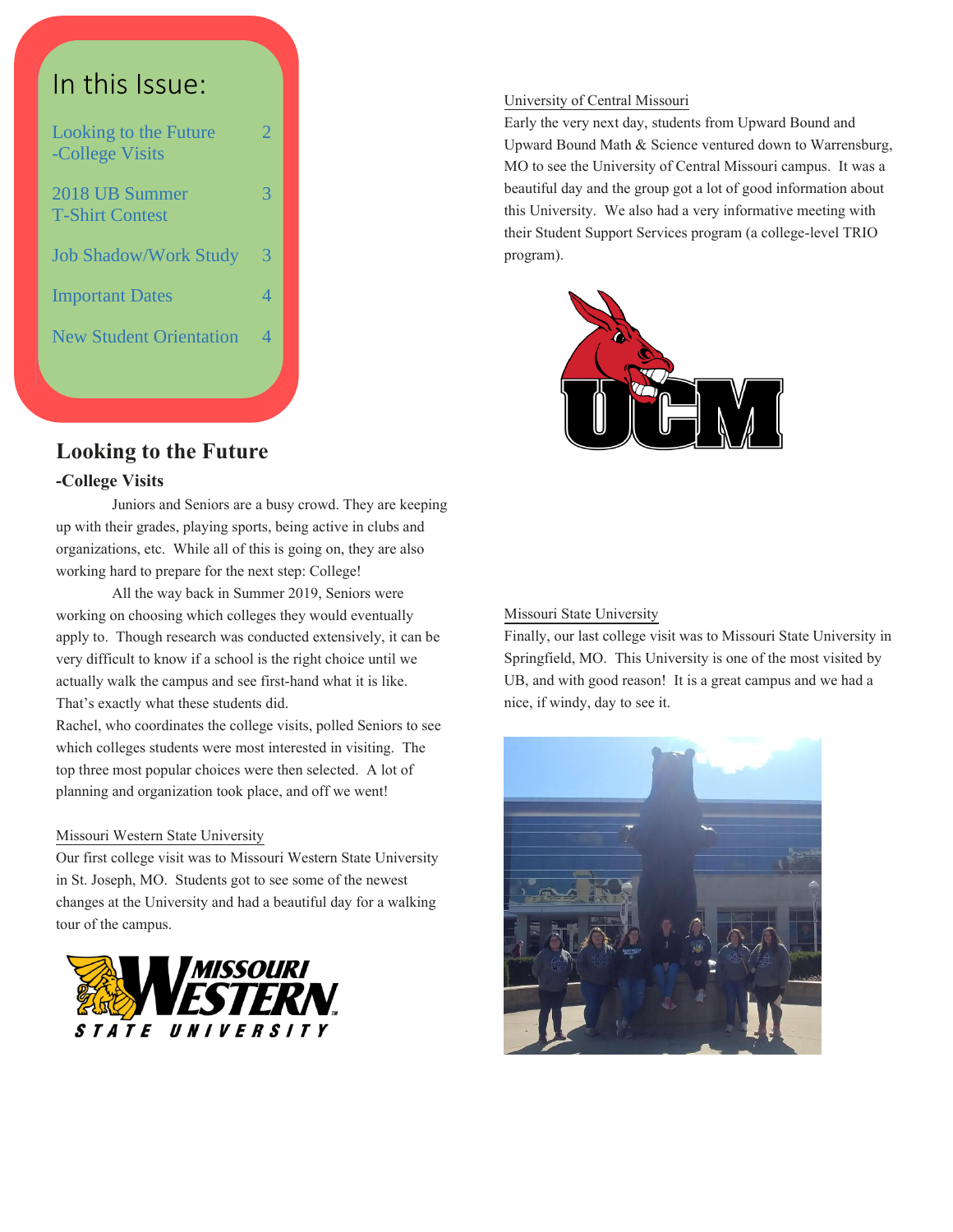## In this Issue:

| | |
|---|---|
| Looking to the Future -College Visits | 2 |
| 2018 UB Summer T-Shirt Contest | 3 |
| Job Shadow/Work Study | 3 |
| Important Dates | 4 |
| New Student Orientation | 4 |

# Looking to the Future

### -College Visits

Juniors and Seniors are a busy crowd. They are keeping up with their grades, playing sports, being active in clubs and organizations, etc. While all of this is going on, they are also working hard to prepare for the next step: College!

All the way back in Summer 2019, Seniors were working on choosing which colleges they would eventually apply to. Though research was conducted extensively, it can be very difficult to know if a school is the right choice until we actually walk the campus and see first-hand what it is like. That's exactly what these students did.

Rachel, who coordinates the college visits, polled Seniors to see which colleges students were most interested in visiting. The top three most popular choices were then selected. A lot of planning and organization took place, and off we went!

Missouri Western State University

Our first college visit was to Missouri Western State University in St. Joseph, MO. Students got to see some of the newest changes at the University and had a beautiful day for a walking tour of the campus.

University of Central Missouri

Early the very next day, students from Upward Bound and Upward Bound Math & Science ventured down to Warrensburg, MO to see the University of Central Missouri campus. It was a beautiful day and the group got a lot of good information about this University. We also had a very informative meeting with their Student Support Services program (a college-level TRIO program).

Missouri State University

Finally, our last college visit was to Missouri State University in Springfield, MO. This University is one of the most visited by UB, and with good reason! It is a great campus and we had a nice, if windy, day to see it.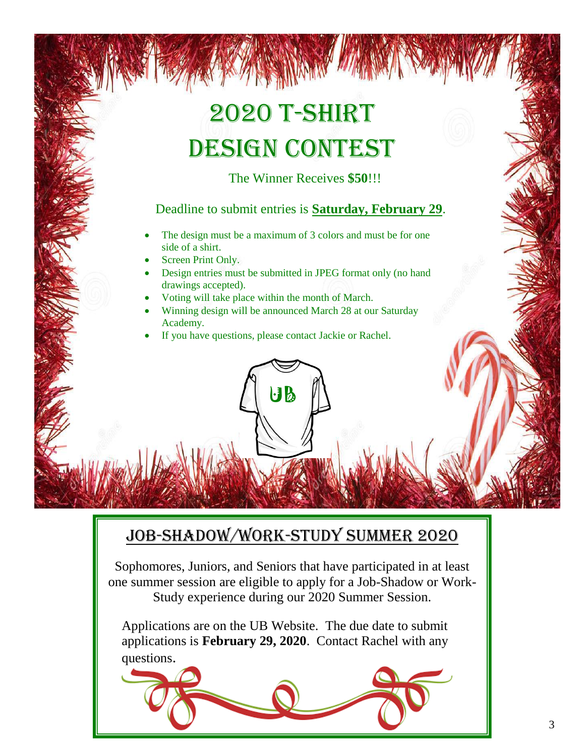# 2020 T-Shirt Design Contest

The Winner Receives **$50**!!!

Deadline to submit entries is **Saturday, February 29**.

- The design must be a maximum of 3 colors and must be for one side of a shirt.
- Screen Print Only.
- Design entries must be submitted in JPEG format only (no hand drawings accepted).
- Voting will take place within the month of March.
- Winning design will be announced March 28 at our Saturday Academy.
- If you have questions, please contact Jackie or Rachel.

## Job-Shadow/Work-Study Summer 2020

Sophomores, Juniors, and Seniors that have participated in at least one summer session are eligible to apply for a Job-Shadow or Work-Study experience during our 2020 Summer Session.

Applications are on the UB Website. The due date to submit applications is **February 29, 2020**. Contact Rachel with any questions.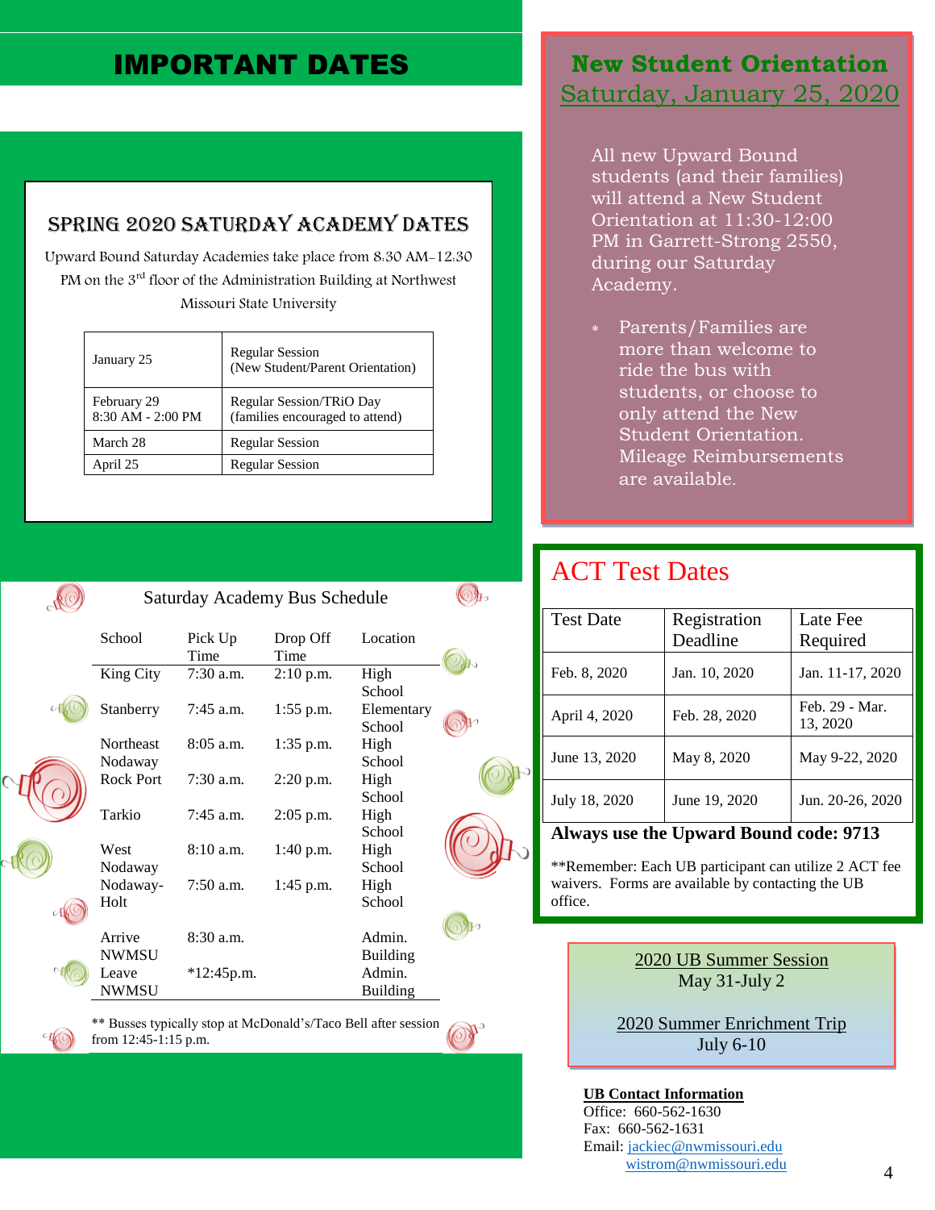# IMPORTANT DATES

## SPRING 2020 SATURDAY ACADEMY DATES

Upward Bound Saturday Academies take place from 8:30 AM-12:30 PM on the 3rd floor of the Administration Building at Northwest Missouri State University

| | |
|---|---|
| January 25 | Regular Session (New Student/Parent Orientation) |
| February 29 8:30 AM - 2:00 PM | Regular Session/TRiO Day (families encouraged to attend) |
| March 28 | Regular Session |
| April 25 | Regular Session |

## Saturday Academy Bus Schedule

| School | Pick Up Time | Drop Off Time | Location |
|---|---|---|---|
| King City | 7:30 a.m. | 2:10 p.m. | High School |
| Stanberry | 7:45 a.m. | 1:55 p.m. | Elementary School |
| Northeast Nodaway | 8:05 a.m. | 1:35 p.m. | High School |
| Rock Port | 7:30 a.m. | 2:20 p.m. | High School |
| Tarkio | 7:45 a.m. | 2:05 p.m. | High School |
| West Nodaway | 8:10 a.m. | 1:40 p.m. | High School |
| Nodaway-Holt | 7:50 a.m. | 1:45 p.m. | High School |
| Arrive NWMSU | 8:30 a.m. | | Admin. Building |
| Leave NWMSU | *12:45p.m. | | Admin. Building |

** Busses typically stop at McDonald's/Taco Bell after session from 12:45-1:15 p.m.

## New Student Orientation

### Saturday, January 25, 2020

All new Upward Bound students (and their families) will attend a New Student Orientation at 11:30-12:00 PM in Garrett-Strong 2550, during our Saturday Academy.

- Parents/Families are more than welcome to ride the bus with students, or choose to only attend the New Student Orientation. Mileage Reimbursements are available.

## ACT Test Dates

| Test Date | Registration Deadline | Late Fee Required |
|---|---|---|
| Feb. 8, 2020 | Jan. 10, 2020 | Jan. 11-17, 2020 |
| April 4, 2020 | Feb. 28, 2020 | Feb. 29 - Mar. 13, 2020 |
| June 13, 2020 | May 8, 2020 | May 9-22, 2020 |
| July 18, 2020 | June 19, 2020 | Jun. 20-26, 2020 |

**Always use the Upward Bound code: 9713**

**Remember: Each UB participant can utilize 2 ACT fee waivers. Forms are available by contacting the UB office.

2020 UB Summer Session
May 31-July 2

2020 Summer Enrichment Trip
July 6-10

**UB Contact Information**
Office: 660-562-1630
Fax: 660-562-1631
Email: jackiec@nwmissouri.edu
wistrom@nwmissouri.edu